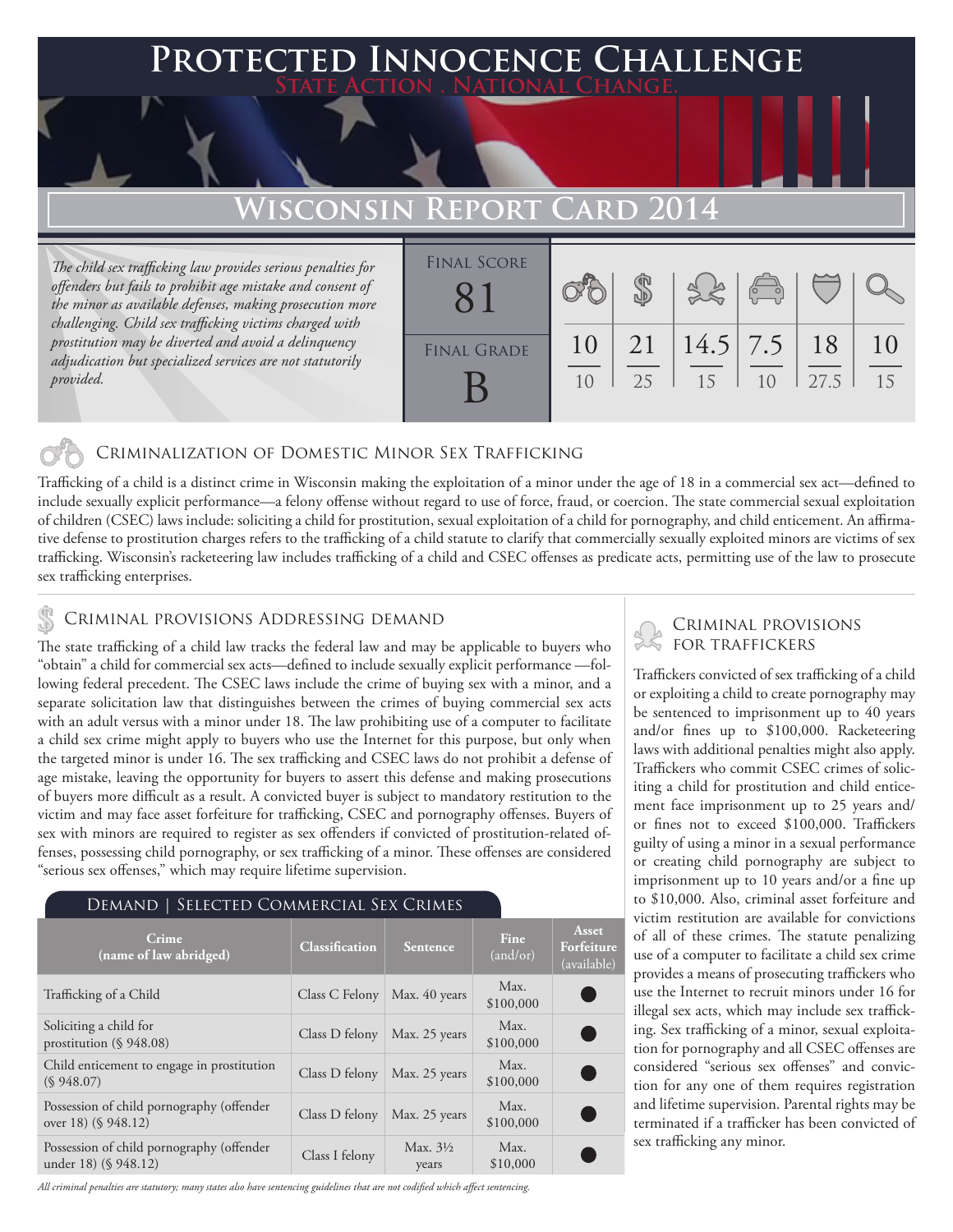# Protected Innocence Challenge

State Action . National Change.

## Wisconsin Report Card 2014

*The child sex trafficking law provides serious penalties for offenders but fails to prohibit age mistake and consent of the minor as available defenses, making prosecution more challenging. Child sex trafficking victims charged with prostitution may be diverted and avoid a delinquency adjudication but specialized services are not statutorily provided.*

| Final Score | Final Grade |
|---|---|
| 81 | B |

| Criminalization | Demand | Traffickers | Facilitators | Victim Protection | Investigation |
|---|---|---|---|---|---|
| 10/10 | 21/25 | 14.5/15 | 7.5/10 | 18/27.5 | 10/15 |

### Criminalization of Domestic Minor Sex Trafficking

Trafficking of a child is a distinct crime in Wisconsin making the exploitation of a minor under the age of 18 in a commercial sex act—defined to include sexually explicit performance—a felony offense without regard to use of force, fraud, or coercion. The state commercial sexual exploitation of children (CSEC) laws include: soliciting a child for prostitution, sexual exploitation of a child for pornography, and child enticement. An affirmative defense to prostitution charges refers to the trafficking of a child statute to clarify that commercially sexually exploited minors are victims of sex trafficking. Wisconsin's racketeering law includes trafficking of a child and CSEC offenses as predicate acts, permitting use of the law to prosecute sex trafficking enterprises.

### Criminal provisions Addressing demand

The state trafficking of a child law tracks the federal law and may be applicable to buyers who "obtain" a child for commercial sex acts—defined to include sexually explicit performance —following federal precedent. The CSEC laws include the crime of buying sex with a minor, and a separate solicitation law that distinguishes between the crimes of buying commercial sex acts with an adult versus with a minor under 18. The law prohibiting use of a computer to facilitate a child sex crime might apply to buyers who use the Internet for this purpose, but only when the targeted minor is under 16. The sex trafficking and CSEC laws do not prohibit a defense of age mistake, leaving the opportunity for buyers to assert this defense and making prosecutions of buyers more difficult as a result. A convicted buyer is subject to mandatory restitution to the victim and may face asset forfeiture for trafficking, CSEC and pornography offenses. Buyers of sex with minors are required to register as sex offenders if convicted of prostitution-related offenses, possessing child pornography, or sex trafficking of a minor. These offenses are considered "serious sex offenses," which may require lifetime supervision.

#### Demand | Selected Commercial Sex Crimes

| Crime (name of law abridged) | Classification | Sentence | Fine (and/or) | Asset Forfeiture (available) |
|---|---|---|---|---|
| Trafficking of a Child | Class C Felony | Max. 40 years | Max. $100,000 | ● |
| Soliciting a child for prostitution (§ 948.08) | Class D felony | Max. 25 years | Max. $100,000 | ● |
| Child enticement to engage in prostitution (§ 948.07) | Class D felony | Max. 25 years | Max. $100,000 | ● |
| Possession of child pornography (offender over 18) (§ 948.12) | Class D felony | Max. 25 years | Max. $100,000 | ● |
| Possession of child pornography (offender under 18) (§ 948.12) | Class I felony | Max. 3½ years | Max. $10,000 | ● |

*All criminal penalties are statutory; many states also have sentencing guidelines that are not codified which affect sentencing.*

### Criminal provisions for traffickers

Traffickers convicted of sex trafficking of a child or exploiting a child to create pornography may be sentenced to imprisonment up to 40 years and/or fines up to $100,000. Racketeering laws with additional penalties might also apply. Traffickers who commit CSEC crimes of soliciting a child for prostitution and child enticement face imprisonment up to 25 years and/or fines not to exceed $100,000. Traffickers guilty of using a minor in a sexual performance or creating child pornography are subject to imprisonment up to 10 years and/or a fine up to $10,000. Also, criminal asset forfeiture and victim restitution are available for convictions of all of these crimes. The statute penalizing use of a computer to facilitate a child sex crime provides a means of prosecuting traffickers who use the Internet to recruit minors under 16 for illegal sex acts, which may include sex trafficking. Sex trafficking of a minor, sexual exploitation for pornography and all CSEC offenses are considered "serious sex offenses" and conviction for any one of them requires registration and lifetime supervision. Parental rights may be terminated if a trafficker has been convicted of sex trafficking any minor.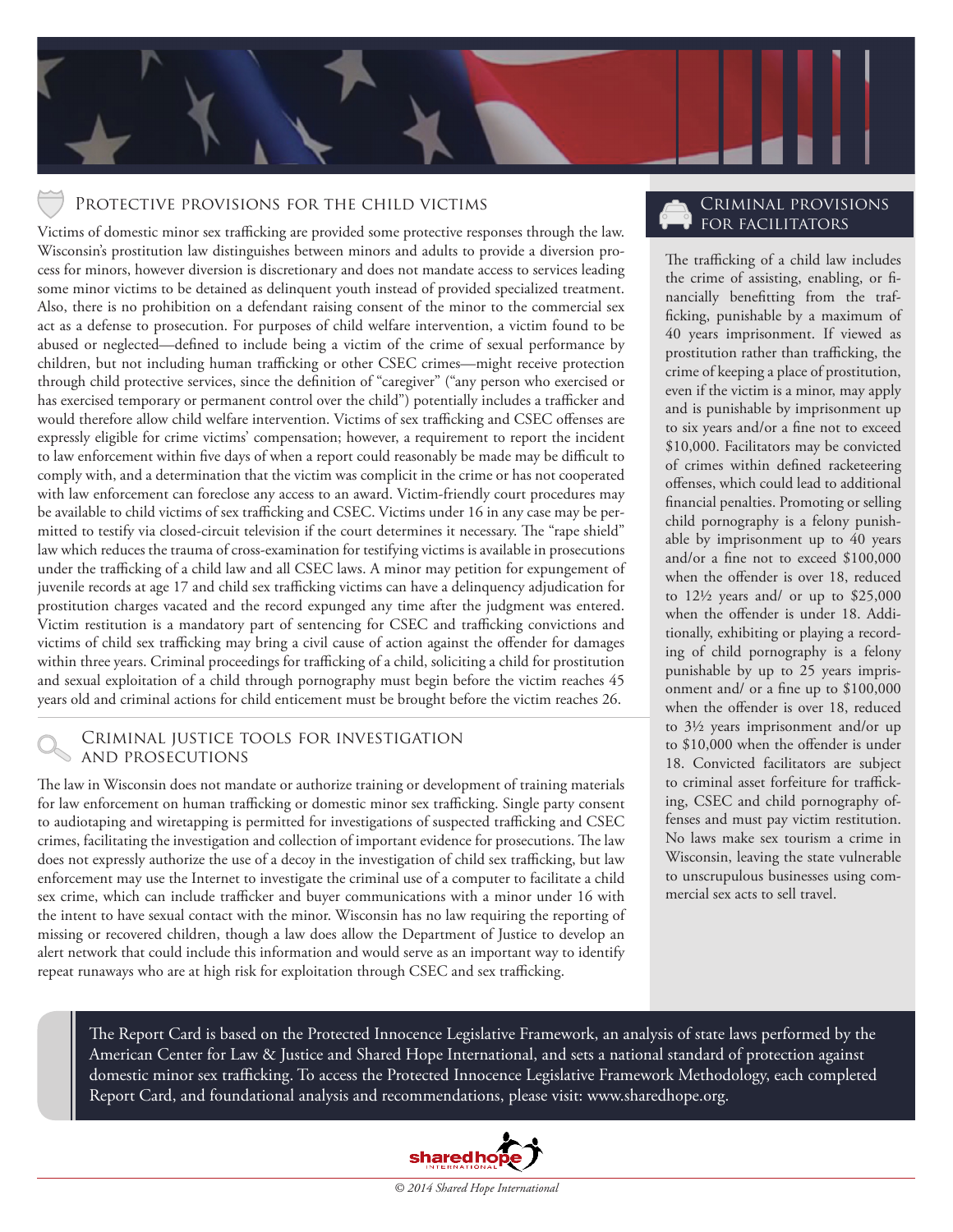## Protective provisions for the child victims

Victims of domestic minor sex trafficking are provided some protective responses through the law. Wisconsin's prostitution law distinguishes between minors and adults to provide a diversion process for minors, however diversion is discretionary and does not mandate access to services leading some minor victims to be detained as delinquent youth instead of provided specialized treatment. Also, there is no prohibition on a defendant raising consent of the minor to the commercial sex act as a defense to prosecution. For purposes of child welfare intervention, a victim found to be abused or neglected—defined to include being a victim of the crime of sexual performance by children, but not including human trafficking or other CSEC crimes—might receive protection through child protective services, since the definition of "caregiver" ("any person who exercised or has exercised temporary or permanent control over the child") potentially includes a trafficker and would therefore allow child welfare intervention. Victims of sex trafficking and CSEC offenses are expressly eligible for crime victims' compensation; however, a requirement to report the incident to law enforcement within five days of when a report could reasonably be made may be difficult to comply with, and a determination that the victim was complicit in the crime or has not cooperated with law enforcement can foreclose any access to an award. Victim-friendly court procedures may be available to child victims of sex trafficking and CSEC. Victims under 16 in any case may be permitted to testify via closed-circuit television if the court determines it necessary. The "rape shield" law which reduces the trauma of cross-examination for testifying victims is available in prosecutions under the trafficking of a child law and all CSEC laws. A minor may petition for expungement of juvenile records at age 17 and child sex trafficking victims can have a delinquency adjudication for prostitution charges vacated and the record expunged any time after the judgment was entered. Victim restitution is a mandatory part of sentencing for CSEC and trafficking convictions and victims of child sex trafficking may bring a civil cause of action against the offender for damages within three years. Criminal proceedings for trafficking of a child, soliciting a child for prostitution and sexual exploitation of a child through pornography must begin before the victim reaches 45 years old and criminal actions for child enticement must be brought before the victim reaches 26.

## Criminal justice tools for investigation and prosecutions

The law in Wisconsin does not mandate or authorize training or development of training materials for law enforcement on human trafficking or domestic minor sex trafficking. Single party consent to audiotaping and wiretapping is permitted for investigations of suspected trafficking and CSEC crimes, facilitating the investigation and collection of important evidence for prosecutions. The law does not expressly authorize the use of a decoy in the investigation of child sex trafficking, but law enforcement may use the Internet to investigate the criminal use of a computer to facilitate a child sex crime, which can include trafficker and buyer communications with a minor under 16 with the intent to have sexual contact with the minor. Wisconsin has no law requiring the reporting of missing or recovered children, though a law does allow the Department of Justice to develop an alert network that could include this information and would serve as an important way to identify repeat runaways who are at high risk for exploitation through CSEC and sex trafficking.

## Criminal provisions for facilitators

The trafficking of a child law includes the crime of assisting, enabling, or financially benefitting from the trafficking, punishable by a maximum of 40 years imprisonment. If viewed as prostitution rather than trafficking, the crime of keeping a place of prostitution, even if the victim is a minor, may apply and is punishable by imprisonment up to six years and/or a fine not to exceed $10,000. Facilitators may be convicted of crimes within defined racketeering offenses, which could lead to additional financial penalties. Promoting or selling child pornography is a felony punishable by imprisonment up to 40 years and/or a fine not to exceed $100,000 when the offender is over 18, reduced to 12½ years and/ or up to $25,000 when the offender is under 18. Additionally, exhibiting or playing a recording of child pornography is a felony punishable by up to 25 years imprisonment and/ or a fine up to $100,000 when the offender is over 18, reduced to 3½ years imprisonment and/or up to $10,000 when the offender is under 18. Convicted facilitators are subject to criminal asset forfeiture for trafficking, CSEC and child pornography offenses and must pay victim restitution. No laws make sex tourism a crime in Wisconsin, leaving the state vulnerable to unscrupulous businesses using commercial sex acts to sell travel.

The Report Card is based on the Protected Innocence Legislative Framework, an analysis of state laws performed by the American Center for Law & Justice and Shared Hope International, and sets a national standard of protection against domestic minor sex trafficking. To access the Protected Innocence Legislative Framework Methodology, each completed Report Card, and foundational analysis and recommendations, please visit: www.sharedhope.org.

*© 2014 Shared Hope International*